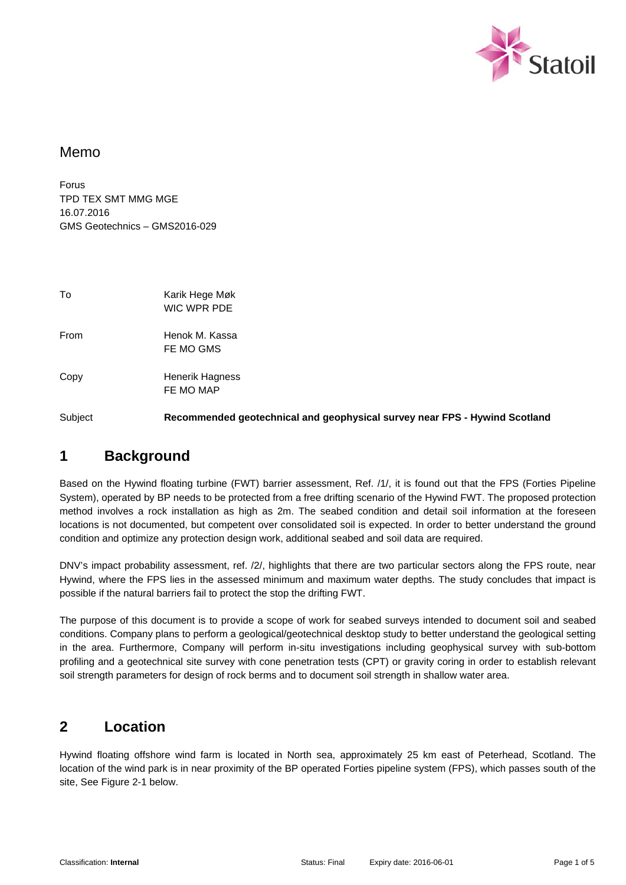# Memo

Forus
TPD TEX SMT MMG MGE
16.07.2016
GMS Geotechnics – GMS2016-029

| | |
|---|---|
| To | Karik Hege Møk<br>WIC WPR PDE |
| From | Henok M. Kassa<br>FE MO GMS |
| Copy | Henerik Hagness<br>FE MO MAP |
| Subject | **Recommended geotechnical and geophysical survey near FPS - Hywind Scotland** |

## 1 Background

Based on the Hywind floating turbine (FWT) barrier assessment, Ref. /1/, it is found out that the FPS (Forties Pipeline System), operated by BP needs to be protected from a free drifting scenario of the Hywind FWT. The proposed protection method involves a rock installation as high as 2m. The seabed condition and detail soil information at the foreseen locations is not documented, but competent over consolidated soil is expected. In order to better understand the ground condition and optimize any protection design work, additional seabed and soil data are required.

DNV's impact probability assessment, ref. /2/, highlights that there are two particular sectors along the FPS route, near Hywind, where the FPS lies in the assessed minimum and maximum water depths. The study concludes that impact is possible if the natural barriers fail to protect the stop the drifting FWT.

The purpose of this document is to provide a scope of work for seabed surveys intended to document soil and seabed conditions. Company plans to perform a geological/geotechnical desktop study to better understand the geological setting in the area. Furthermore, Company will perform in-situ investigations including geophysical survey with sub-bottom profiling and a geotechnical site survey with cone penetration tests (CPT) or gravity coring in order to establish relevant soil strength parameters for design of rock berms and to document soil strength in shallow water area.

## 2 Location

Hywind floating offshore wind farm is located in North sea, approximately 25 km east of Peterhead, Scotland. The location of the wind park is in near proximity of the BP operated Forties pipeline system (FPS), which passes south of the site, See Figure 2-1 below.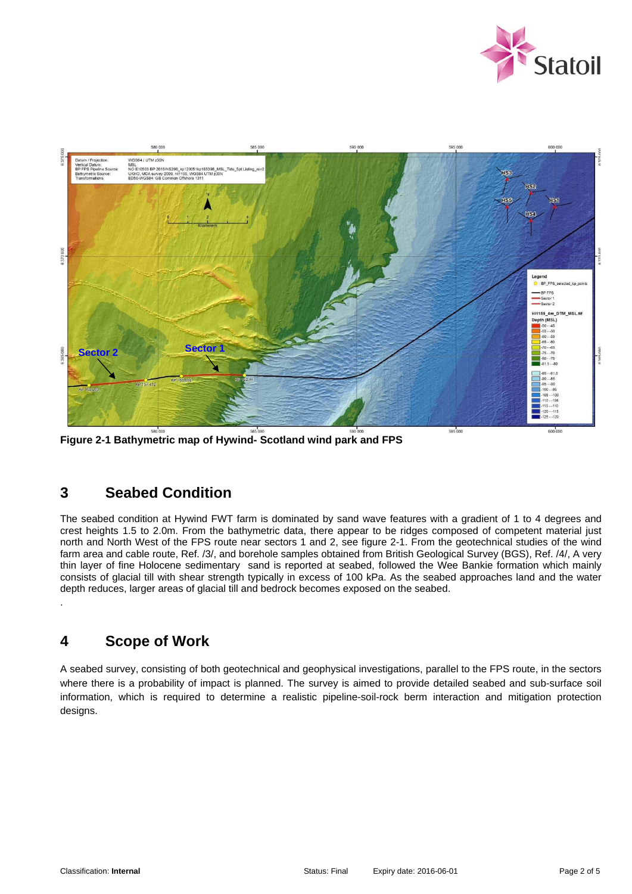Figure 2-1 Bathymetric map of Hywind- Scotland wind park and FPS

## 3 Seabed Condition

The seabed condition at Hywind FWT farm is dominated by sand wave features with a gradient of 1 to 4 degrees and crest heights 1.5 to 2.0m. From the bathymetric data, there appear to be ridges composed of competent material just north and North West of the FPS route near sectors 1 and 2, see figure 2-1. From the geotechnical studies of the wind farm area and cable route, Ref. /3/, and borehole samples obtained from British Geological Survey (BGS), Ref. /4/, A very thin layer of fine Holocene sedimentary sand is reported at seabed, followed the Wee Bankie formation which mainly consists of glacial till with shear strength typically in excess of 100 kPa. As the seabed approaches land and the water depth reduces, larger areas of glacial till and bedrock becomes exposed on the seabed.

.

## 4 Scope of Work

A seabed survey, consisting of both geotechnical and geophysical investigations, parallel to the FPS route, in the sectors where there is a probability of impact is planned. The survey is aimed to provide detailed seabed and sub-surface soil information, which is required to determine a realistic pipeline-soil-rock berm interaction and mitigation protection designs.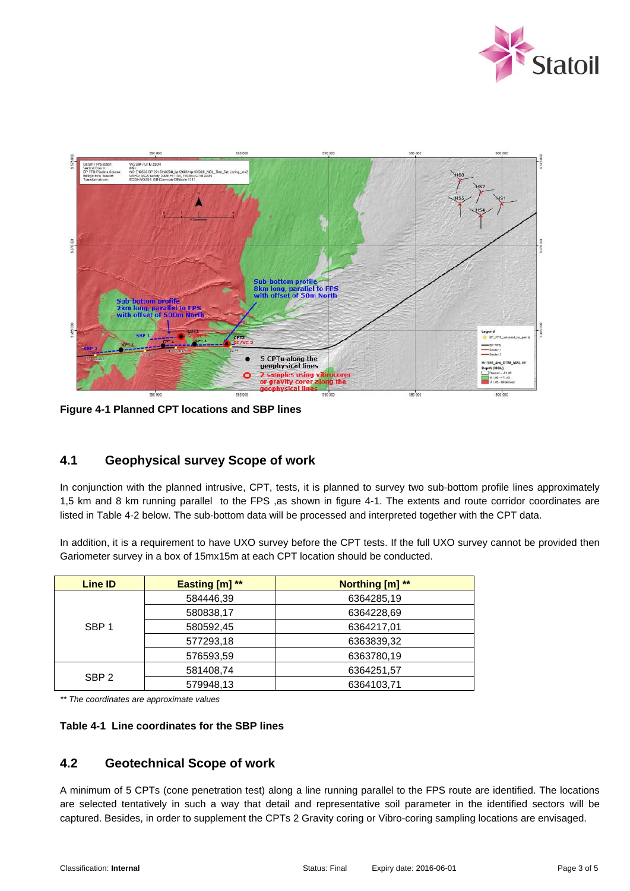Figure 4-1 Planned CPT locations and SBP lines

## 4.1 Geophysical survey Scope of work

In conjunction with the planned intrusive, CPT, tests, it is planned to survey two sub-bottom profile lines approximately 1,5 km and 8 km running parallel to the FPS ,as shown in figure 4-1. The extents and route corridor coordinates are listed in Table 4-2 below. The sub-bottom data will be processed and interpreted together with the CPT data.

In addition, it is a requirement to have UXO survey before the CPT tests. If the full UXO survey cannot be provided then Gariometer survey in a box of 15mx15m at each CPT location should be conducted.

| Line ID | Easting [m] ** | Northing [m] ** |
|---|---|---|
| SBP 1 | 584446,39 | 6364285,19 |
| | 580838,17 | 6364228,69 |
| | 580592,45 | 6364217,01 |
| | 577293,18 | 6363839,32 |
| | 576593,59 | 6363780,19 |
| SBP 2 | 581408,74 | 6364251,57 |
| | 579948,13 | 6364103,71 |

*** The coordinates are approximate values*

**Table 4-1 Line coordinates for the SBP lines**

## 4.2 Geotechnical Scope of work

A minimum of 5 CPTs (cone penetration test) along a line running parallel to the FPS route are identified. The locations are selected tentatively in such a way that detail and representative soil parameter in the identified sectors will be captured. Besides, in order to supplement the CPTs 2 Gravity coring or Vibro-coring sampling locations are envisaged.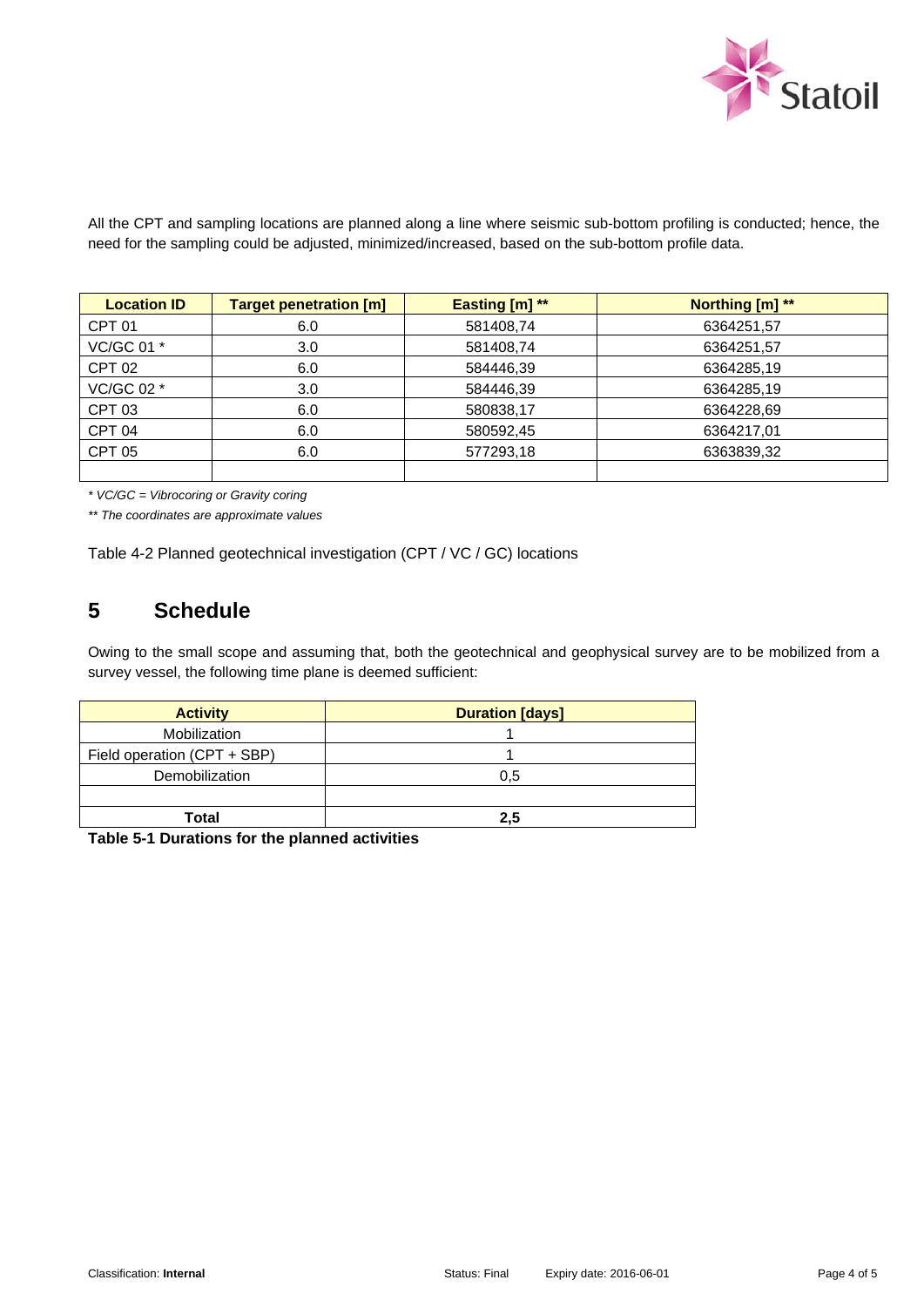All the CPT and sampling locations are planned along a line where seismic sub-bottom profiling is conducted; hence, the need for the sampling could be adjusted, minimized/increased, based on the sub-bottom profile data.

| Location ID | Target penetration [m] | Easting [m] ** | Northing [m] ** |
|---|---|---|---|
| CPT 01 | 6.0 | 581408,74 | 6364251,57 |
| VC/GC 01 * | 3.0 | 581408,74 | 6364251,57 |
| CPT 02 | 6.0 | 584446,39 | 6364285,19 |
| VC/GC 02 * | 3.0 | 584446,39 | 6364285,19 |
| CPT 03 | 6.0 | 580838,17 | 6364228,69 |
| CPT 04 | 6.0 | 580592,45 | 6364217,01 |
| CPT 05 | 6.0 | 577293,18 | 6363839,32 |
| | | | |

*\* VC/GC = Vibrocoring or Gravity coring*

*\*\* The coordinates are approximate values*

Table 4-2 Planned geotechnical investigation (CPT / VC / GC) locations

# 5 Schedule

Owing to the small scope and assuming that, both the geotechnical and geophysical survey are to be mobilized from a survey vessel, the following time plane is deemed sufficient:

| Activity | Duration [days] |
|---|---|
| Mobilization | 1 |
| Field operation (CPT + SBP) | 1 |
| Demobilization | 0,5 |
| | |
| **Total** | **2,5** |

**Table 5-1 Durations for the planned activities**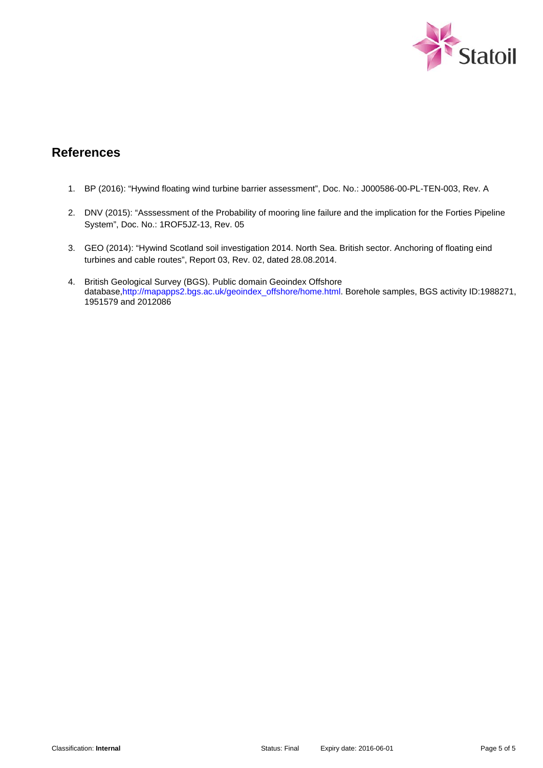## References

1. BP (2016): "Hywind floating wind turbine barrier assessment", Doc. No.: J000586-00-PL-TEN-003, Rev. A

2. DNV (2015): "Asssessment of the Probability of mooring line failure and the implication for the Forties Pipeline System", Doc. No.: 1ROF5JZ-13, Rev. 05

3. GEO (2014): "Hywind Scotland soil investigation 2014. North Sea. British sector. Anchoring of floating eind turbines and cable routes", Report 03, Rev. 02, dated 28.08.2014.

4. British Geological Survey (BGS). Public domain Geoindex Offshore database,http://mapapps2.bgs.ac.uk/geoindex_offshore/home.html. Borehole samples, BGS activity ID:1988271, 1951579 and 2012086